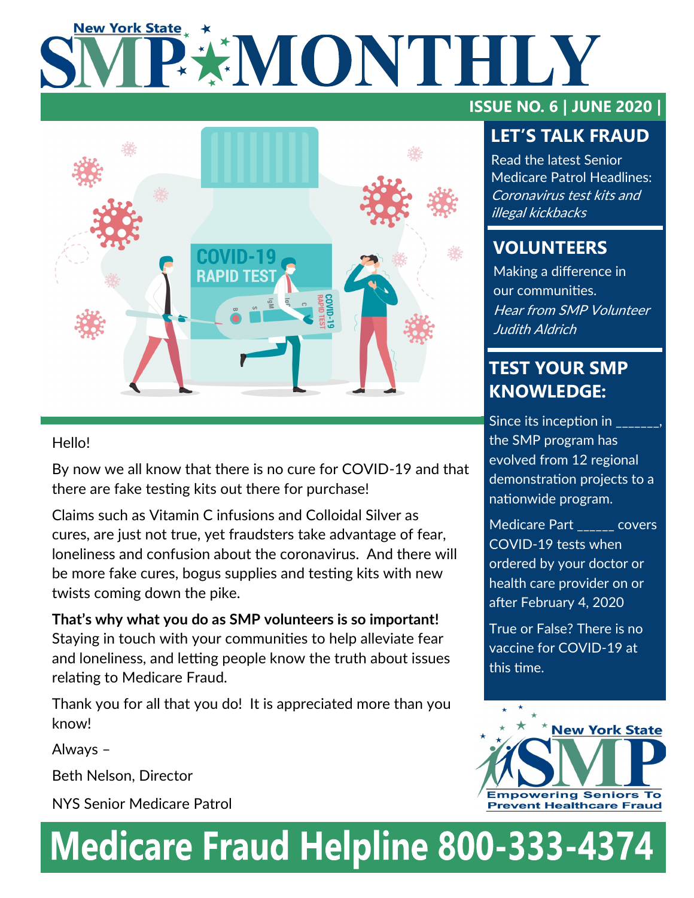# New York State SMP MONTHLY

**ISSUE NO. 6 | JUNE 2020 |**

Hello!

By now we all know that there is no cure for COVID-19 and that there are fake testing kits out there for purchase!

Claims such as Vitamin C infusions and Colloidal Silver as cures, are just not true, yet fraudsters take advantage of fear, loneliness and confusion about the coronavirus. And there will be more fake cures, bogus supplies and testing kits with new twists coming down the pike.

**That's why what you do as SMP volunteers is so important!** Staying in touch with your communities to help alleviate fear and loneliness, and letting people know the truth about issues relating to Medicare Fraud.

Thank you for all that you do! It is appreciated more than you know!

Always –

Beth Nelson, Director

NYS Senior Medicare Patrol

## LET'S TALK FRAUD

Read the latest Senior Medicare Patrol Headlines: *Coronavirus test kits and illegal kickbacks*

## VOLUNTEERS

Making a difference in our communities. *Hear from SMP Volunteer Judith Aldrich*

## TEST YOUR SMP KNOWLEDGE:

Since its inception in ______, the SMP program has evolved from 12 regional demonstration projects to a nationwide program.

Medicare Part _____ covers COVID-19 tests when ordered by your doctor or health care provider on or after February 4, 2020

True or False? There is no vaccine for COVID-19 at this time.

New York State SMP — Empowering Seniors To Prevent Healthcare Fraud

**Medicare Fraud Helpline 800-333-4374**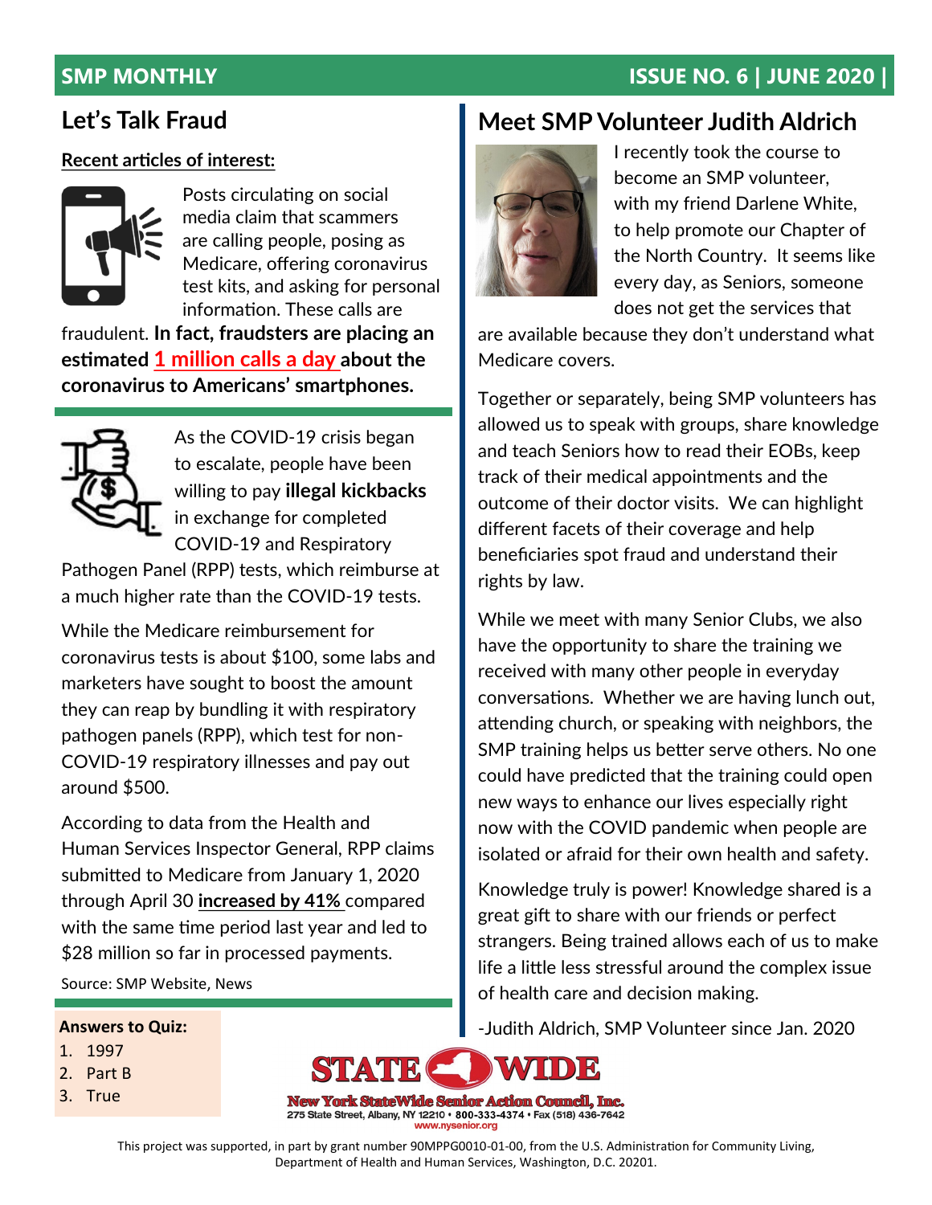SMP MONTHLY

ISSUE NO. 6 | JUNE 2020 |

## Let's Talk Fraud

**Recent articles of interest:**

Posts circulating on social media claim that scammers are calling people, posing as Medicare, offering coronavirus test kits, and asking for personal information. These calls are fraudulent. **In fact, fraudsters are placing an estimated 1 million calls a day about the coronavirus to Americans' smartphones.**

As the COVID-19 crisis began to escalate, people have been willing to pay **illegal kickbacks** in exchange for completed COVID-19 and Respiratory Pathogen Panel (RPP) tests, which reimburse at a much higher rate than the COVID-19 tests.

While the Medicare reimbursement for coronavirus tests is about $100, some labs and marketers have sought to boost the amount they can reap by bundling it with respiratory pathogen panels (RPP), which test for non-COVID-19 respiratory illnesses and pay out around $500.

According to data from the Health and Human Services Inspector General, RPP claims submitted to Medicare from January 1, 2020 through April 30 **increased by 41%** compared with the same time period last year and led to $28 million so far in processed payments.

Source: SMP Website, News

**Answers to Quiz:**

1. 1997
2. Part B
3. True

## Meet SMP Volunteer Judith Aldrich

I recently took the course to become an SMP volunteer, with my friend Darlene White, to help promote our Chapter of the North Country. It seems like every day, as Seniors, someone does not get the services that are available because they don't understand what Medicare covers.

Together or separately, being SMP volunteers has allowed us to speak with groups, share knowledge and teach Seniors how to read their EOBs, keep track of their medical appointments and the outcome of their doctor visits. We can highlight different facets of their coverage and help beneficiaries spot fraud and understand their rights by law.

While we meet with many Senior Clubs, we also have the opportunity to share the training we received with many other people in everyday conversations. Whether we are having lunch out, attending church, or speaking with neighbors, the SMP training helps us better serve others. No one could have predicted that the training could open new ways to enhance our lives especially right now with the COVID pandemic when people are isolated or afraid for their own health and safety.

Knowledge truly is power! Knowledge shared is a great gift to share with our friends or perfect strangers. Being trained allows each of us to make life a little less stressful around the complex issue of health care and decision making.

-Judith Aldrich, SMP Volunteer since Jan. 2020

STATE WIDE

New York StateWide Senior Action Council, Inc.
275 State Street, Albany, NY 12210 • 800-333-4374 • Fax (518) 436-7642
www.nysenior.org

This project was supported, in part by grant number 90MPPG0010-01-00, from the U.S. Administration for Community Living, Department of Health and Human Services, Washington, D.C. 20201.